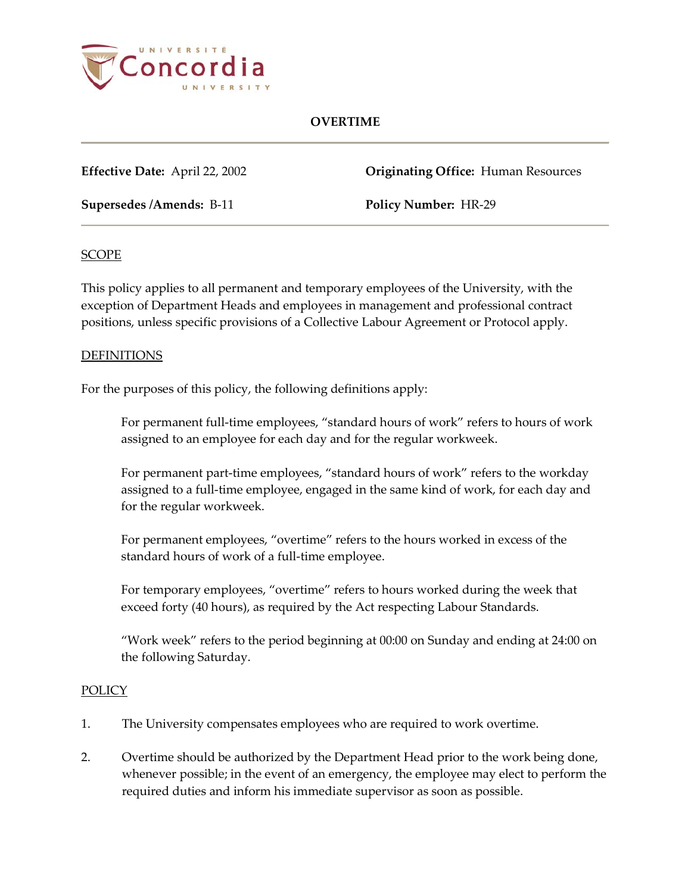Concordia University

# OVERTIME

**Effective Date:** April 22, 2002 **Originating Office:** Human Resources

**Supersedes /Amends:** B-11 **Policy Number:** HR-29

## SCOPE

This policy applies to all permanent and temporary employees of the University, with the exception of Department Heads and employees in management and professional contract positions, unless specific provisions of a Collective Labour Agreement or Protocol apply.

## DEFINITIONS

For the purposes of this policy, the following definitions apply:

For permanent full-time employees, "standard hours of work" refers to hours of work assigned to an employee for each day and for the regular workweek.

For permanent part-time employees, "standard hours of work" refers to the workday assigned to a full-time employee, engaged in the same kind of work, for each day and for the regular workweek.

For permanent employees, "overtime" refers to the hours worked in excess of the standard hours of work of a full-time employee.

For temporary employees, "overtime" refers to hours worked during the week that exceed forty (40 hours), as required by the Act respecting Labour Standards.

"Work week" refers to the period beginning at 00:00 on Sunday and ending at 24:00 on the following Saturday.

## POLICY

1. The University compensates employees who are required to work overtime.

2. Overtime should be authorized by the Department Head prior to the work being done, whenever possible; in the event of an emergency, the employee may elect to perform the required duties and inform his immediate supervisor as soon as possible.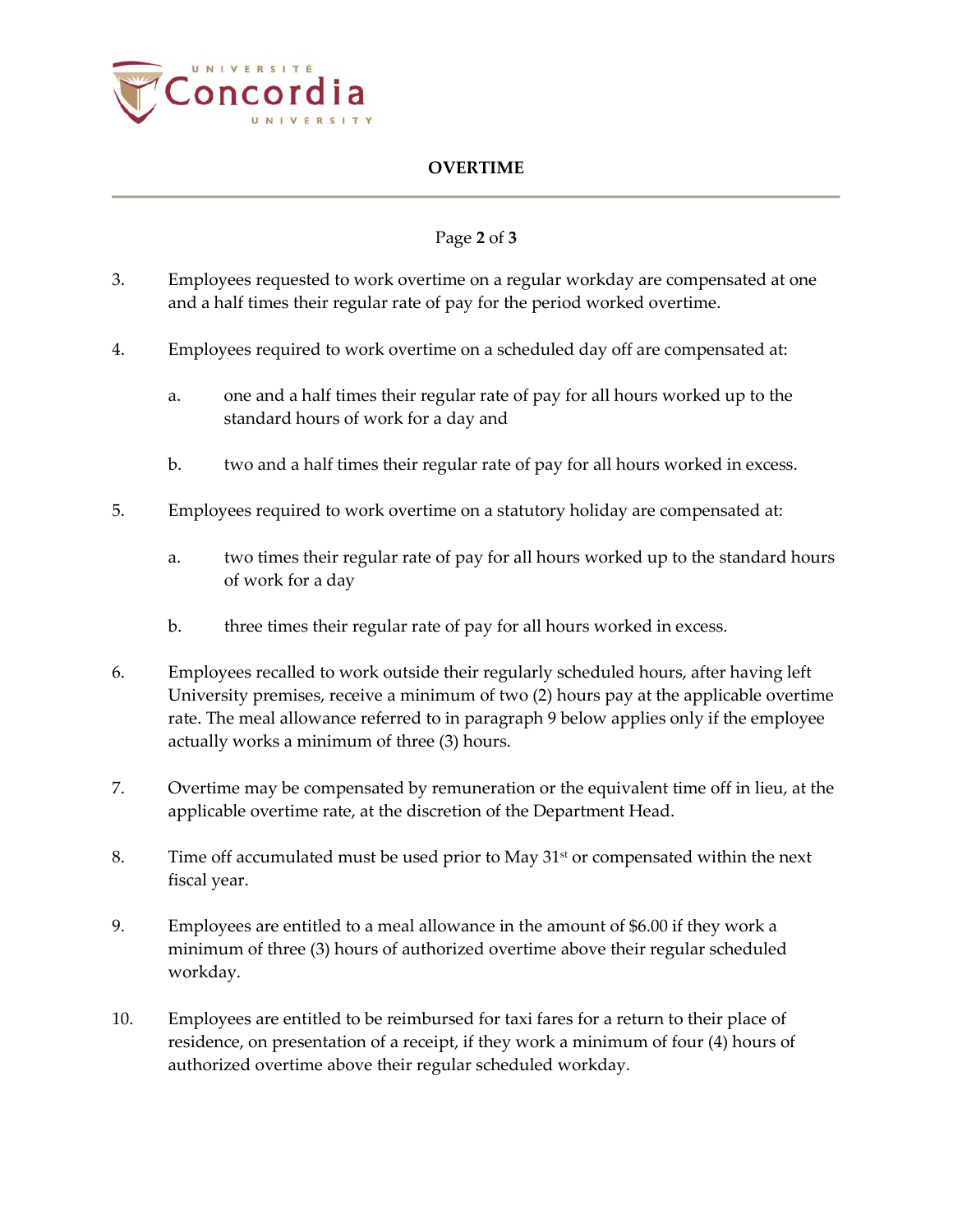3. Employees requested to work overtime on a regular workday are compensated at one and a half times their regular rate of pay for the period worked overtime.

4. Employees required to work overtime on a scheduled day off are compensated at:

   a. one and a half times their regular rate of pay for all hours worked up to the standard hours of work for a day and

   b. two and a half times their regular rate of pay for all hours worked in excess.

5. Employees required to work overtime on a statutory holiday are compensated at:

   a. two times their regular rate of pay for all hours worked up to the standard hours of work for a day

   b. three times their regular rate of pay for all hours worked in excess.

6. Employees recalled to work outside their regularly scheduled hours, after having left University premises, receive a minimum of two (2) hours pay at the applicable overtime rate. The meal allowance referred to in paragraph 9 below applies only if the employee actually works a minimum of three (3) hours.

7. Overtime may be compensated by remuneration or the equivalent time off in lieu, at the applicable overtime rate, at the discretion of the Department Head.

8. Time off accumulated must be used prior to May 31st or compensated within the next fiscal year.

9. Employees are entitled to a meal allowance in the amount of $6.00 if they work a minimum of three (3) hours of authorized overtime above their regular scheduled workday.

10. Employees are entitled to be reimbursed for taxi fares for a return to their place of residence, on presentation of a receipt, if they work a minimum of four (4) hours of authorized overtime above their regular scheduled workday.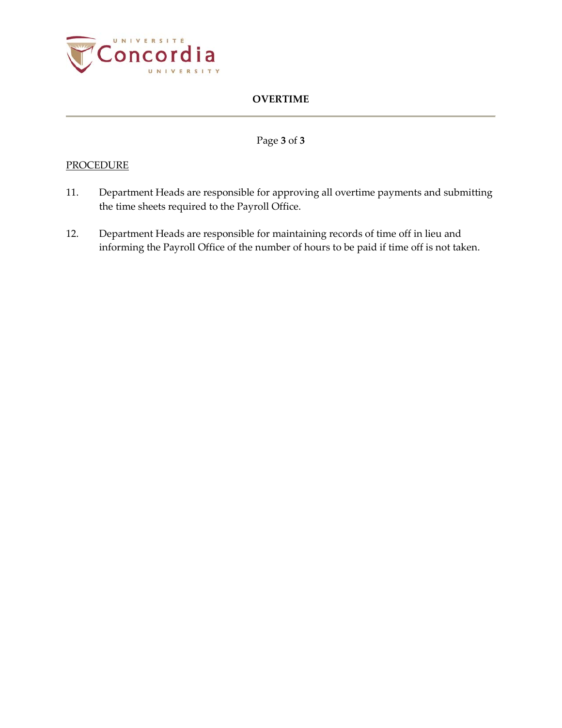PROCEDURE

11. Department Heads are responsible for approving all overtime payments and submitting the time sheets required to the Payroll Office.

12. Department Heads are responsible for maintaining records of time off in lieu and informing the Payroll Office of the number of hours to be paid if time off is not taken.